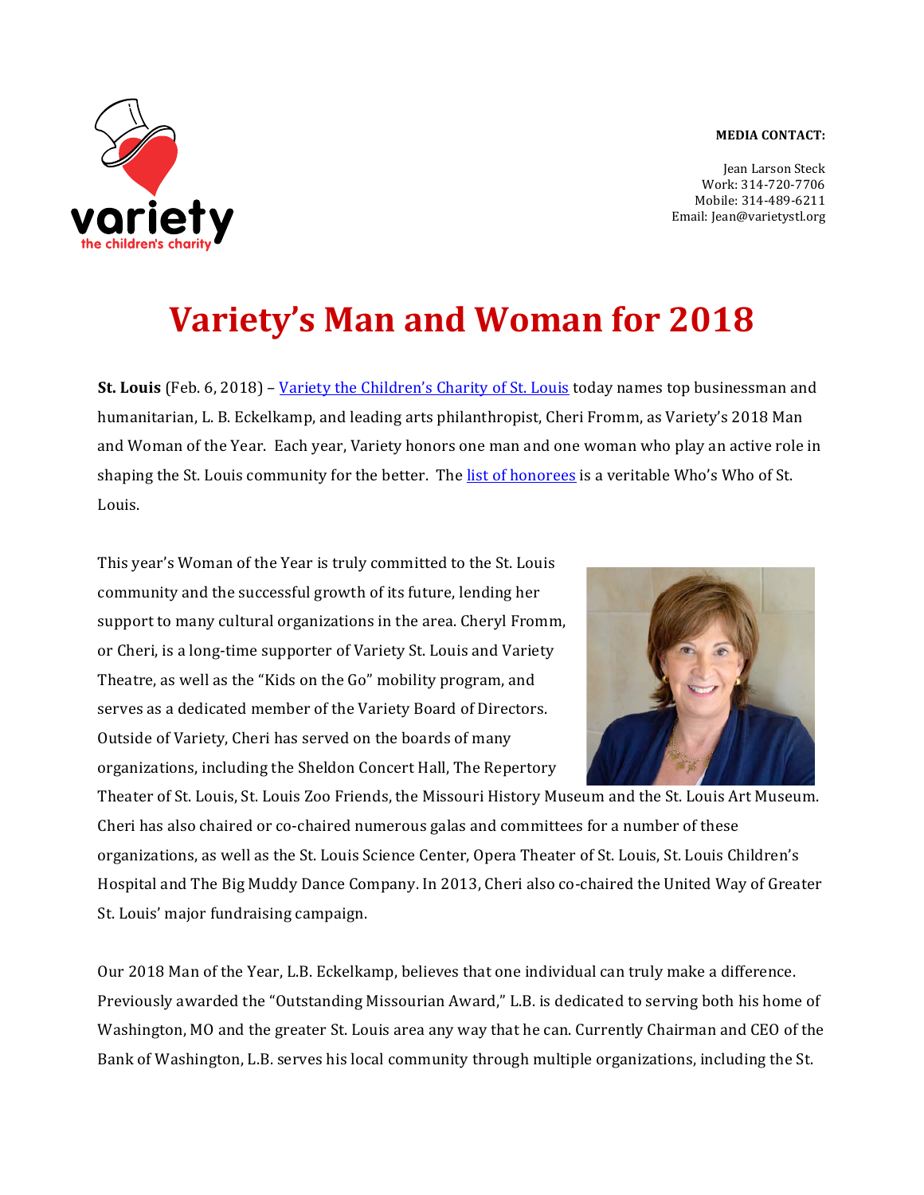**MEDIA CONTACT:**

Jean Larson Steck
Work: 314-720-7706
Mobile: 314-489-6211
Email: Jean@varietystl.org

# Variety's Man and Woman for 2018

**St. Louis** (Feb. 6, 2018) – Variety the Children's Charity of St. Louis today names top businessman and humanitarian, L. B. Eckelkamp, and leading arts philanthropist, Cheri Fromm, as Variety's 2018 Man and Woman of the Year. Each year, Variety honors one man and one woman who play an active role in shaping the St. Louis community for the better. The list of honorees is a veritable Who's Who of St. Louis.

This year's Woman of the Year is truly committed to the St. Louis community and the successful growth of its future, lending her support to many cultural organizations in the area. Cheryl Fromm, or Cheri, is a long-time supporter of Variety St. Louis and Variety Theatre, as well as the "Kids on the Go" mobility program, and serves as a dedicated member of the Variety Board of Directors. Outside of Variety, Cheri has served on the boards of many organizations, including the Sheldon Concert Hall, The Repertory Theater of St. Louis, St. Louis Zoo Friends, the Missouri History Museum and the St. Louis Art Museum. Cheri has also chaired or co-chaired numerous galas and committees for a number of these organizations, as well as the St. Louis Science Center, Opera Theater of St. Louis, St. Louis Children's Hospital and The Big Muddy Dance Company. In 2013, Cheri also co-chaired the United Way of Greater St. Louis' major fundraising campaign.

Our 2018 Man of the Year, L.B. Eckelkamp, believes that one individual can truly make a difference. Previously awarded the "Outstanding Missourian Award," L.B. is dedicated to serving both his home of Washington, MO and the greater St. Louis area any way that he can. Currently Chairman and CEO of the Bank of Washington, L.B. serves his local community through multiple organizations, including the St.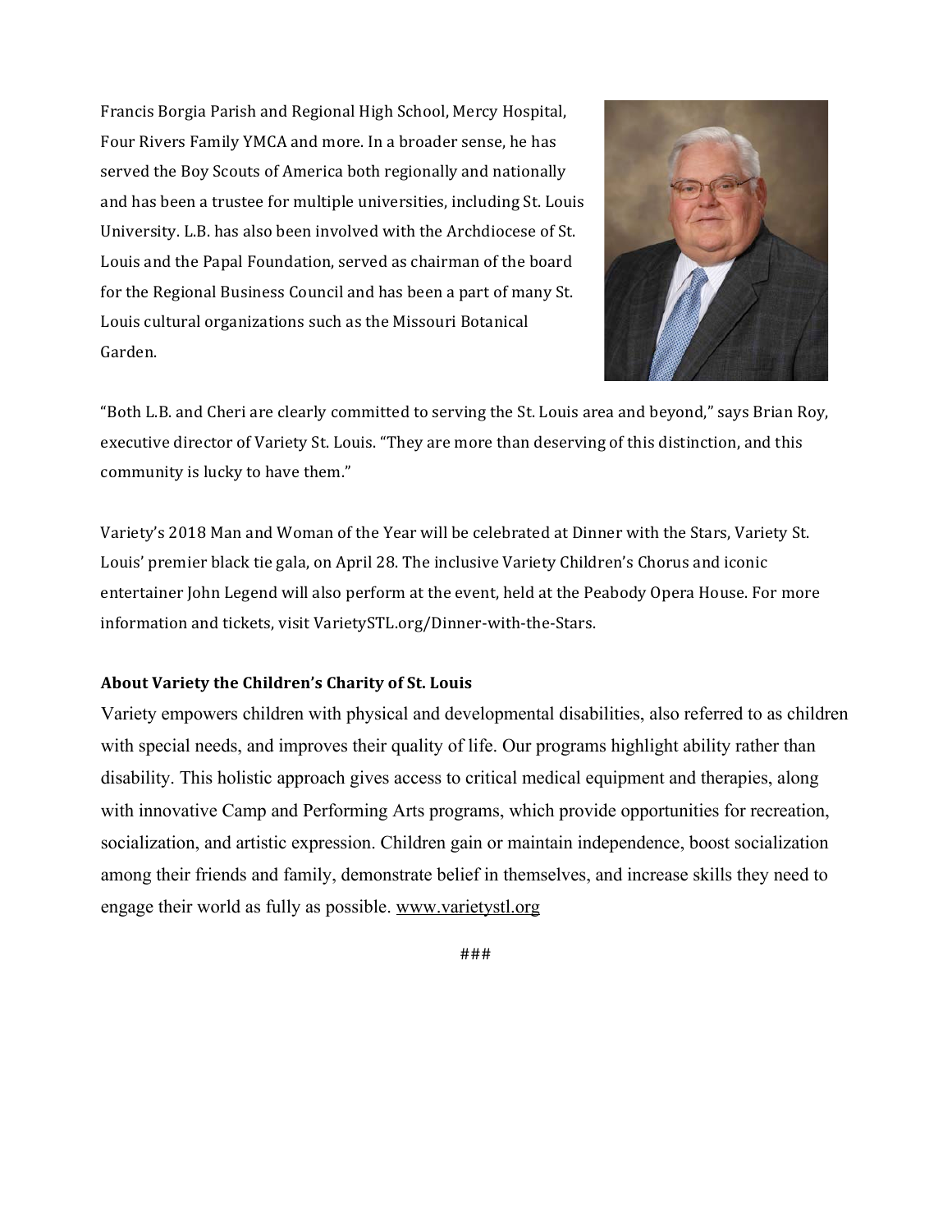Francis Borgia Parish and Regional High School, Mercy Hospital, Four Rivers Family YMCA and more. In a broader sense, he has served the Boy Scouts of America both regionally and nationally and has been a trustee for multiple universities, including St. Louis University. L.B. has also been involved with the Archdiocese of St. Louis and the Papal Foundation, served as chairman of the board for the Regional Business Council and has been a part of many St. Louis cultural organizations such as the Missouri Botanical Garden.

"Both L.B. and Cheri are clearly committed to serving the St. Louis area and beyond," says Brian Roy, executive director of Variety St. Louis. "They are more than deserving of this distinction, and this community is lucky to have them."

Variety's 2018 Man and Woman of the Year will be celebrated at Dinner with the Stars, Variety St. Louis' premier black tie gala, on April 28. The inclusive Variety Children's Chorus and iconic entertainer John Legend will also perform at the event, held at the Peabody Opera House. For more information and tickets, visit VarietySTL.org/Dinner-with-the-Stars.

**About Variety the Children's Charity of St. Louis**

Variety empowers children with physical and developmental disabilities, also referred to as children with special needs, and improves their quality of life. Our programs highlight ability rather than disability. This holistic approach gives access to critical medical equipment and therapies, along with innovative Camp and Performing Arts programs, which provide opportunities for recreation, socialization, and artistic expression. Children gain or maintain independence, boost socialization among their friends and family, demonstrate belief in themselves, and increase skills they need to engage their world as fully as possible. www.varietystl.org

###